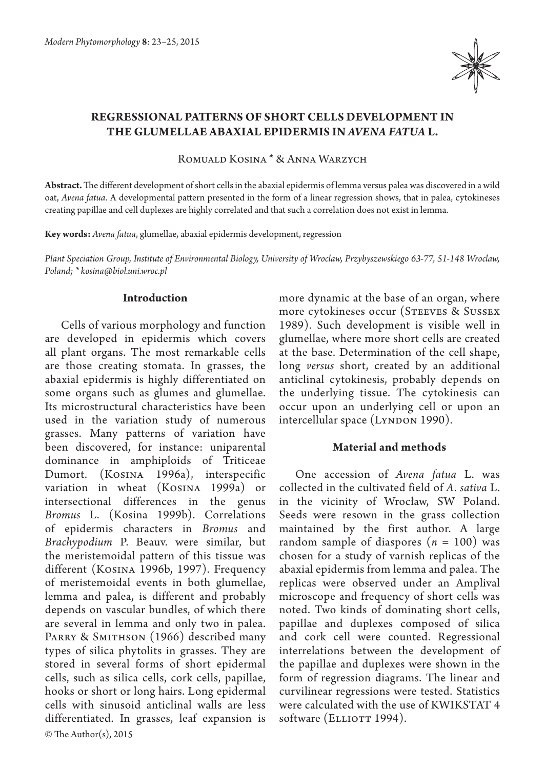# REGRESSIONAL PATTERNS OF SHORT CELLS DEVELOPMENT IN THE GLUMELLAE ABAXIAL EPIDERMIS IN *AVENA FATUA* L.

Romuald Kosina * & Anna Warzych

**Abstract.** The different development of short cells in the abaxial epidermis of lemma versus palea was discovered in a wild oat, *Avena fatua*. A developmental pattern presented in the form of a linear regression shows, that in palea, cytokineses creating papillae and cell duplexes are highly correlated and that such a correlation does not exist in lemma.

**Key words:** *Avena fatua*, glumellae, abaxial epidermis development, regression

*Plant Speciation Group, Institute of Environmental Biology, University of Wroclaw, Przybyszewskiego 63-77, 51-148 Wroclaw, Poland; * kosina@biol.uni.wroc.pl*

## Introduction

Cells of various morphology and function are developed in epidermis which covers all plant organs. The most remarkable cells are those creating stomata. In grasses, the abaxial epidermis is highly differentiated on some organs such as glumes and glumellae. Its microstructural characteristics have been used in the variation study of numerous grasses. Many patterns of variation have been discovered, for instance: uniparental dominance in amphiploids of Triticeae Dumort. (Kosina 1996a), interspecific variation in wheat (Kosina 1999a) or intersectional differences in the genus *Bromus* L. (Kosina 1999b). Correlations of epidermis characters in *Bromus* and *Brachypodium* P. Beauv. were similar, but the meristemoidal pattern of this tissue was different (Kosina 1996b, 1997). Frequency of meristemoidal events in both glumellae, lemma and palea, is different and probably depends on vascular bundles, of which there are several in lemma and only two in palea. Parry & Smithson (1966) described many types of silica phytolits in grasses. They are stored in several forms of short epidermal cells, such as silica cells, cork cells, papillae, hooks or short or long hairs. Long epidermal cells with sinusoid anticlinal walls are less differentiated. In grasses, leaf expansion is more dynamic at the base of an organ, where more cytokineses occur (Steeves & Sussex 1989). Such development is visible well in glumellae, where more short cells are created at the base. Determination of the cell shape, long *versus* short, created by an additional anticlinal cytokinesis, probably depends on the underlying tissue. The cytokinesis can occur upon an underlying cell or upon an intercellular space (Lyndon 1990).

© The Author(s), 2015

## Material and methods

One accession of *Avena fatua* L. was collected in the cultivated field of *A. sativa* L. in the vicinity of Wrocław, SW Poland. Seeds were resown in the grass collection maintained by the first author. A large random sample of diaspores ($n = 100$) was chosen for a study of varnish replicas of the abaxial epidermis from lemma and palea. The replicas were observed under an Amplival microscope and frequency of short cells was noted. Two kinds of dominating short cells, papillae and duplexes composed of silica and cork cell were counted. Regressional interrelations between the development of the papillae and duplexes were shown in the form of regression diagrams. The linear and curvilinear regressions were tested. Statistics were calculated with the use of KWIKSTAT 4 software (Elliott 1994).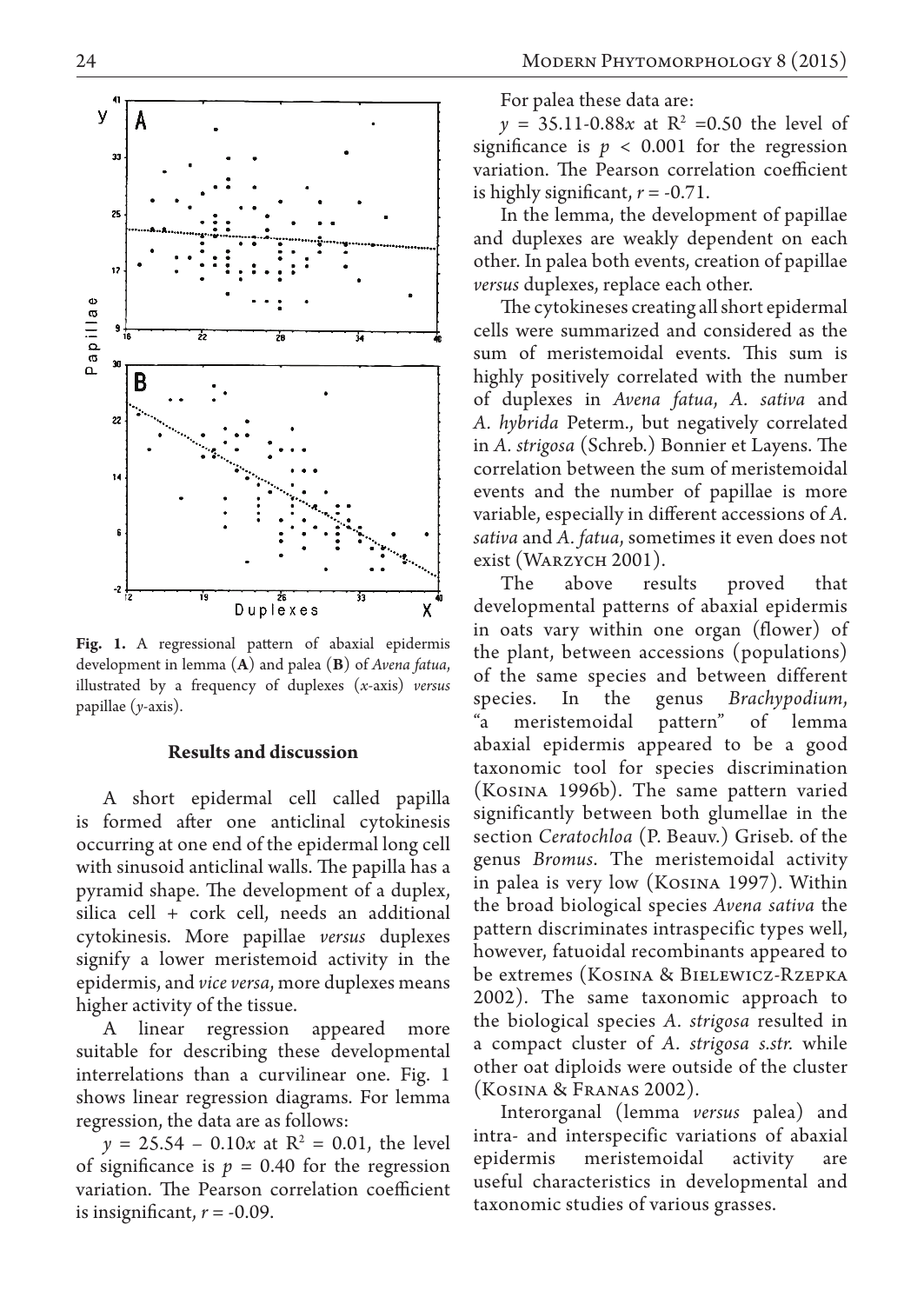**Fig. 1.** A regressional pattern of abaxial epidermis development in lemma (**A**) and palea (**B**) of *Avena fatua*, illustrated by a frequency of duplexes (*x*-axis) *versus* papillae (*y*-axis).

## Results and discussion

A short epidermal cell called papilla is formed after one anticlinal cytokinesis occurring at one end of the epidermal long cell with sinusoid anticlinal walls. The papilla has a pyramid shape. The development of a duplex, silica cell + cork cell, needs an additional cytokinesis. More papillae *versus* duplexes signify a lower meristemoid activity in the epidermis, and *vice versa*, more duplexes means higher activity of the tissue.

A linear regression appeared more suitable for describing these developmental interrelations than a curvilinear one. Fig. 1 shows linear regression diagrams. For lemma regression, the data are as follows:

$y = 25.54 - 0.10x$ at $R^2 = 0.01$, the level of significance is $p = 0.40$ for the regression variation. The Pearson correlation coefficient is insignificant, $r = -0.09$.

For palea these data are:

$y = 35.11\text{-}0.88x$ at $R^2 = 0.50$ the level of significance is $p < 0.001$ for the regression variation. The Pearson correlation coefficient is highly significant, $r = -0.71$.

In the lemma, the development of papillae and duplexes are weakly dependent on each other. In palea both events, creation of papillae *versus* duplexes, replace each other.

The cytokineses creating all short epidermal cells were summarized and considered as the sum of meristemoidal events. This sum is highly positively correlated with the number of duplexes in *Avena fatua*, *A. sativa* and *A. hybrida* Peterm., but negatively correlated in *A. strigosa* (Schreb.) Bonnier et Layens. The correlation between the sum of meristemoidal events and the number of papillae is more variable, especially in different accessions of *A. sativa* and *A. fatua*, sometimes it even does not exist (Warzych 2001).

The above results proved that developmental patterns of abaxial epidermis in oats vary within one organ (flower) of the plant, between accessions (populations) of the same species and between different species. In the genus *Brachypodium*, "a meristemoidal pattern" of lemma abaxial epidermis appeared to be a good taxonomic tool for species discrimination (Kosina 1996b). The same pattern varied significantly between both glumellae in the section *Ceratochloa* (P. Beauv.) Griseb. of the genus *Bromus*. The meristemoidal activity in palea is very low (Kosina 1997). Within the broad biological species *Avena sativa* the pattern discriminates intraspecific types well, however, fatuoidal recombinants appeared to be extremes (Kosina & Bielewicz-Rzepka 2002). The same taxonomic approach to the biological species *A. strigosa* resulted in a compact cluster of *A. strigosa s.str.* while other oat diploids were outside of the cluster (Kosina & Franas 2002).

Interorganal (lemma *versus* palea) and intra- and interspecific variations of abaxial epidermis meristemoidal activity are useful characteristics in developmental and taxonomic studies of various grasses.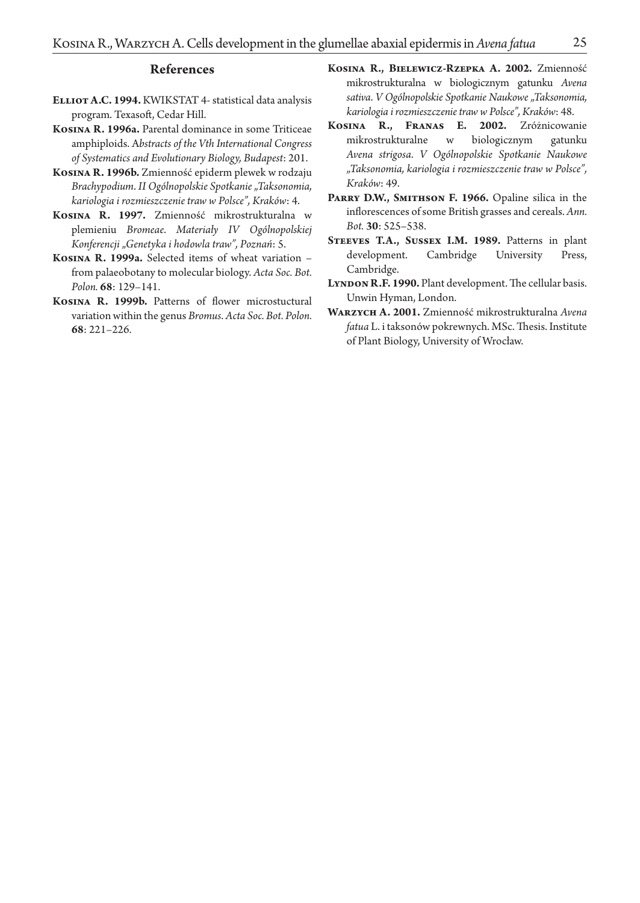## References

**Elliot A.C. 1994.** KWIKSTAT 4- statistical data analysis program. Texasoft, Cedar Hill.

**Kosina R. 1996a.** Parental dominance in some Triticeae amphiploids. *Abstracts of the Vth International Congress of Systematics and Evolutionary Biology, Budapest*: 201.

**Kosina R. 1996b.** Zmienność epiderm plewek w rodzaju *Brachypodium*. *II Ogólnopolskie Spotkanie „Taksonomia, kariologia i rozmieszczenie traw w Polsce", Kraków*: 4.

**Kosina R. 1997.** Zmienność mikrostrukturalna w plemieniu *Bromeae*. *Materiały IV Ogólnopolskiej Konferencji „Genetyka i hodowla traw", Poznań*: 5.

**Kosina R. 1999a.** Selected items of wheat variation – from palaeobotany to molecular biology. *Acta Soc. Bot. Polon.* **68**: 129–141.

**Kosina R. 1999b.** Patterns of flower microstuctural variation within the genus *Bromus*. *Acta Soc. Bot. Polon.* **68**: 221–226.

**Kosina R., Bielewicz-Rzepka A. 2002.** Zmienność mikrostrukturalna w biologicznym gatunku *Avena sativa*. *V Ogólnopolskie Spotkanie Naukowe „Taksonomia, kariologia i rozmieszczenie traw w Polsce", Kraków*: 48.

**Kosina R., Franas E. 2002.** Zróżnicowanie mikrostrukturalne w biologicznym gatunku *Avena strigosa*. *V Ogólnopolskie Spotkanie Naukowe „Taksonomia, kariologia i rozmieszczenie traw w Polsce", Kraków*: 49.

**Parry D.W., Smithson F. 1966.** Opaline silica in the inflorescences of some British grasses and cereals. *Ann. Bot.* **30**: 525–538.

**Steeves T.A., Sussex I.M. 1989.** Patterns in plant development. Cambridge University Press, Cambridge.

**Lyndon R.F. 1990.** Plant development. The cellular basis. Unwin Hyman, London.

**Warzych A. 2001.** Zmienność mikrostrukturalna *Avena fatua* L. i taksonów pokrewnych. MSc. Thesis. Institute of Plant Biology, University of Wrocław.